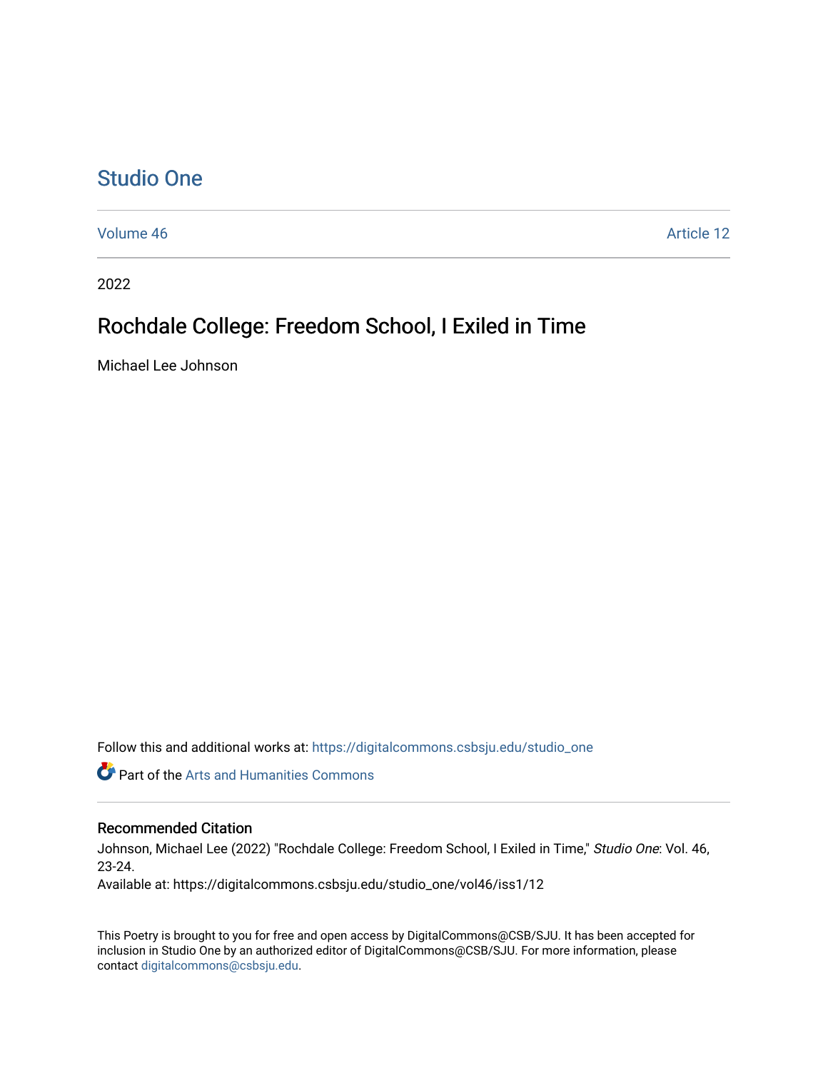Studio One

Volume 46 | Article 12

2022

# Rochdale College: Freedom School, I Exiled in Time

Michael Lee Johnson

Follow this and additional works at: https://digitalcommons.csbsju.edu/studio_one

Part of the Arts and Humanities Commons

## Recommended Citation

Johnson, Michael Lee (2022) "Rochdale College: Freedom School, I Exiled in Time," *Studio One*: Vol. 46, 23-24.
Available at: https://digitalcommons.csbsju.edu/studio_one/vol46/iss1/12

This Poetry is brought to you for free and open access by DigitalCommons@CSB/SJU. It has been accepted for inclusion in Studio One by an authorized editor of DigitalCommons@CSB/SJU. For more information, please contact digitalcommons@csbsju.edu.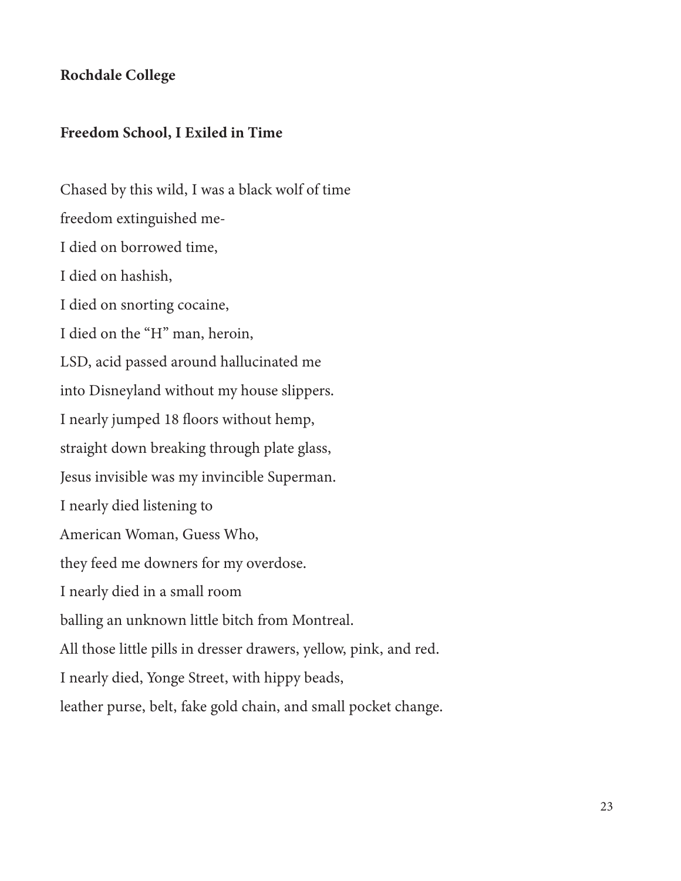**Rochdale College**

**Freedom School, I Exiled in Time**

Chased by this wild, I was a black wolf of time  
freedom extinguished me-  
I died on borrowed time,  
I died on hashish,  
I died on snorting cocaine,  
I died on the "H" man, heroin,  
LSD, acid passed around hallucinated me  
into Disneyland without my house slippers.  
I nearly jumped 18 floors without hemp,  
straight down breaking through plate glass,  
Jesus invisible was my invincible Superman.  
I nearly died listening to  
American Woman, Guess Who,  
they feed me downers for my overdose.  
I nearly died in a small room  
balling an unknown little bitch from Montreal.  
All those little pills in dresser drawers, yellow, pink, and red.  
I nearly died, Yonge Street, with hippy beads,  
leather purse, belt, fake gold chain, and small pocket change.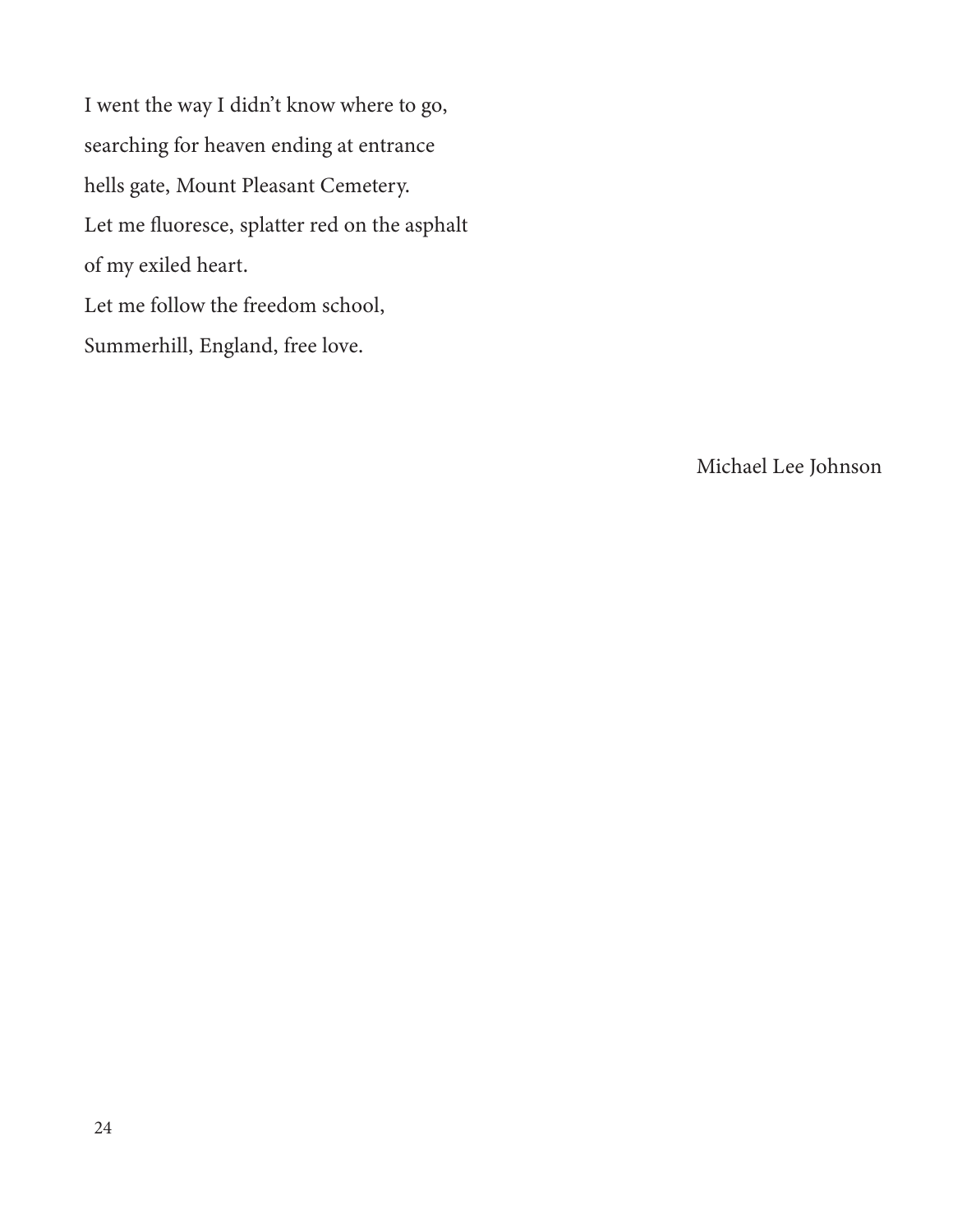I went the way I didn't know where to go,
searching for heaven ending at entrance
hells gate, Mount Pleasant Cemetery.
Let me fluoresce, splatter red on the asphalt
of my exiled heart.
Let me follow the freedom school,
Summerhill, England, free love.

Michael Lee Johnson